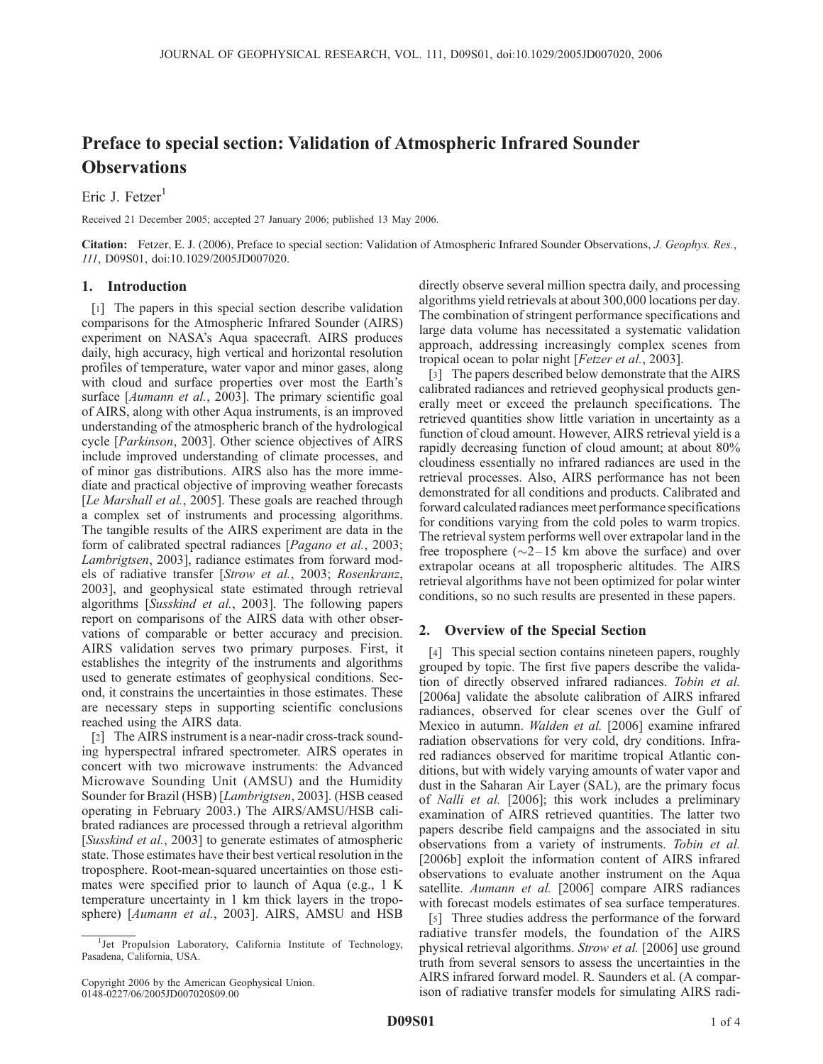# Preface to special section: Validation of Atmospheric Infrared Sounder Observations

Eric J. Fetzer[1]

Received 21 December 2005; accepted 27 January 2006; published 13 May 2006.

**Citation:** Fetzer, E. J. (2006), Preface to special section: Validation of Atmospheric Infrared Sounder Observations, *J. Geophys. Res.*, *111*, D09S01, doi:10.1029/2005JD007020.

## 1. Introduction

[1] The papers in this special section describe validation comparisons for the Atmospheric Infrared Sounder (AIRS) experiment on NASA's Aqua spacecraft. AIRS produces daily, high accuracy, high vertical and horizontal resolution profiles of temperature, water vapor and minor gases, along with cloud and surface properties over most the Earth's surface [*Aumann et al.*, 2003]. The primary scientific goal of AIRS, along with other Aqua instruments, is an improved understanding of the atmospheric branch of the hydrological cycle [*Parkinson*, 2003]. Other science objectives of AIRS include improved understanding of climate processes, and of minor gas distributions. AIRS also has the more immediate and practical objective of improving weather forecasts [*Le Marshall et al.*, 2005]. These goals are reached through a complex set of instruments and processing algorithms. The tangible results of the AIRS experiment are data in the form of calibrated spectral radiances [*Pagano et al.*, 2003; *Lambrigtsen*, 2003], radiance estimates from forward models of radiative transfer [*Strow et al.*, 2003; *Rosenkranz*, 2003], and geophysical state estimated through retrieval algorithms [*Susskind et al.*, 2003]. The following papers report on comparisons of the AIRS data with other observations of comparable or better accuracy and precision. AIRS validation serves two primary purposes. First, it establishes the integrity of the instruments and algorithms used to generate estimates of geophysical conditions. Second, it constrains the uncertainties in those estimates. These are necessary steps in supporting scientific conclusions reached using the AIRS data.

[2] The AIRS instrument is a near-nadir cross-track sounding hyperspectral infrared spectrometer. AIRS operates in concert with two microwave instruments: the Advanced Microwave Sounding Unit (AMSU) and the Humidity Sounder for Brazil (HSB) [*Lambrigtsen*, 2003]. (HSB ceased operating in February 2003.) The AIRS/AMSU/HSB calibrated radiances are processed through a retrieval algorithm [*Susskind et al.*, 2003] to generate estimates of atmospheric state. Those estimates have their best vertical resolution in the troposphere. Root-mean-squared uncertainties on those estimates were specified prior to launch of Aqua (e.g., 1 K temperature uncertainty in 1 km thick layers in the troposphere) [*Aumann et al.*, 2003]. AIRS, AMSU and HSB directly observe several million spectra daily, and processing algorithms yield retrievals at about 300,000 locations per day. The combination of stringent performance specifications and large data volume has necessitated a systematic validation approach, addressing increasingly complex scenes from tropical ocean to polar night [*Fetzer et al.*, 2003].

[3] The papers described below demonstrate that the AIRS calibrated radiances and retrieved geophysical products generally meet or exceed the prelaunch specifications. The retrieved quantities show little variation in uncertainty as a function of cloud amount. However, AIRS retrieval yield is a rapidly decreasing function of cloud amount; at about 80% cloudiness essentially no infrared radiances are used in the retrieval processes. Also, AIRS performance has not been demonstrated for all conditions and products. Calibrated and forward calculated radiances meet performance specifications for conditions varying from the cold poles to warm tropics. The retrieval system performs well over extrapolar land in the free troposphere (~2–15 km above the surface) and over extrapolar oceans at all tropospheric altitudes. The AIRS retrieval algorithms have not been optimized for polar winter conditions, so no such results are presented in these papers.

## 2. Overview of the Special Section

[4] This special section contains nineteen papers, roughly grouped by topic. The first five papers describe the validation of directly observed infrared radiances. *Tobin et al.* [2006a] validate the absolute calibration of AIRS infrared radiances, observed for clear scenes over the Gulf of Mexico in autumn. *Walden et al.* [2006] examine infrared radiation observations for very cold, dry conditions. Infrared radiances observed for maritime tropical Atlantic conditions, but with widely varying amounts of water vapor and dust in the Saharan Air Layer (SAL), are the primary focus of *Nalli et al.* [2006]; this work includes a preliminary examination of AIRS retrieved quantities. The latter two papers describe field campaigns and the associated in situ observations from a variety of instruments. *Tobin et al.* [2006b] exploit the information content of AIRS infrared observations to evaluate another instrument on the Aqua satellite. *Aumann et al.* [2006] compare AIRS radiances with forecast models estimates of sea surface temperatures.

[5] Three studies address the performance of the forward radiative transfer models, the foundation of the AIRS physical retrieval algorithms. *Strow et al.* [2006] use ground truth from several sensors to assess the uncertainties in the AIRS infrared forward model. R. Saunders et al. (A comparison of radiative transfer models for simulating AIRS radi-

---

[1]Jet Propulsion Laboratory, California Institute of Technology, Pasadena, California, USA.

Copyright 2006 by the American Geophysical Union.
0148-0227/06/2005JD007020$09.00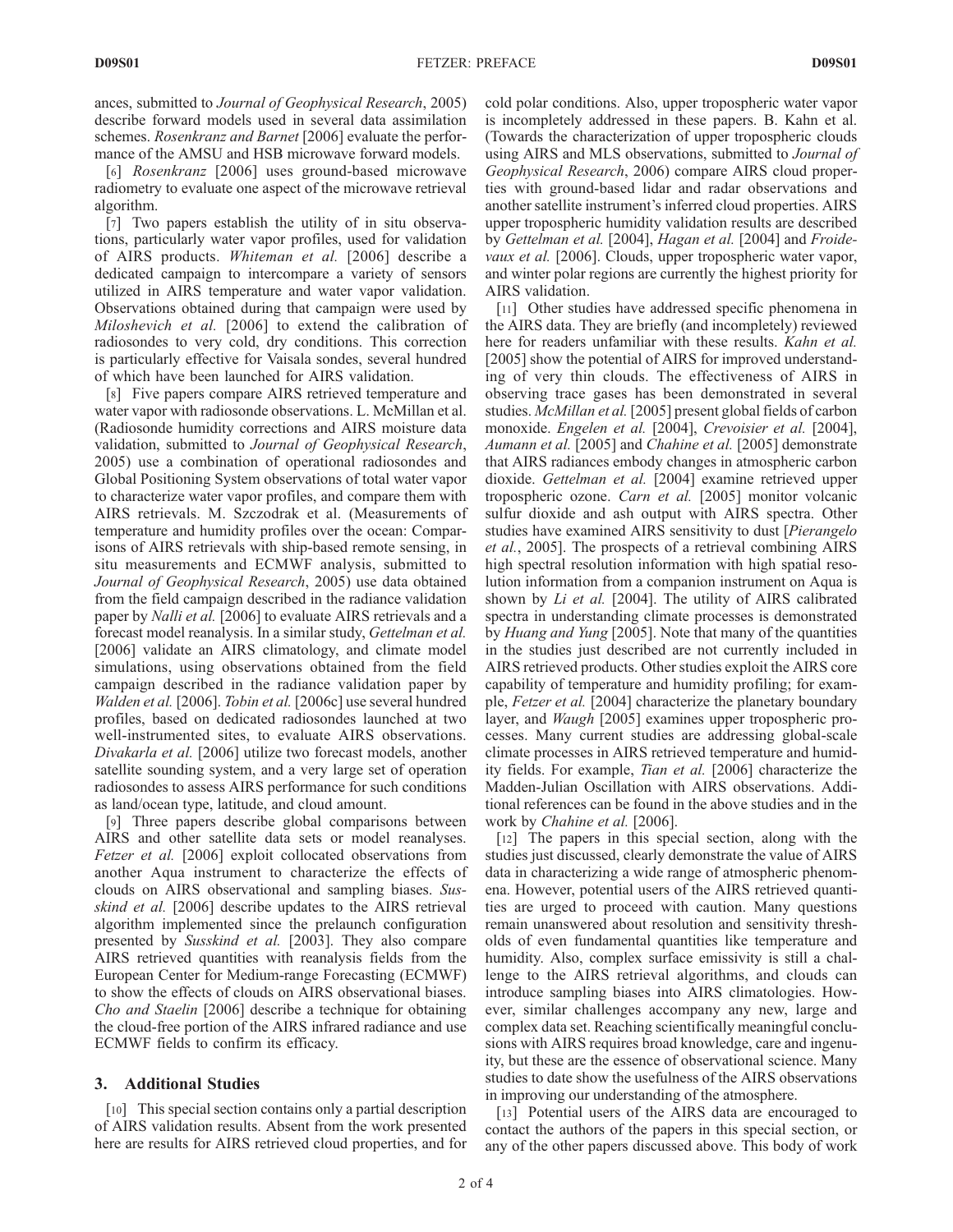ances, submitted to *Journal of Geophysical Research*, 2005) describe forward models used in several data assimilation schemes. *Rosenkranz and Barnet* [2006] evaluate the performance of the AMSU and HSB microwave forward models.

[6] *Rosenkranz* [2006] uses ground-based microwave radiometry to evaluate one aspect of the microwave retrieval algorithm.

[7] Two papers establish the utility of in situ observations, particularly water vapor profiles, used for validation of AIRS products. *Whiteman et al.* [2006] describe a dedicated campaign to intercompare a variety of sensors utilized in AIRS temperature and water vapor validation. Observations obtained during that campaign were used by *Miloshevich et al.* [2006] to extend the calibration of radiosondes to very cold, dry conditions. This correction is particularly effective for Vaisala sondes, several hundred of which have been launched for AIRS validation.

[8] Five papers compare AIRS retrieved temperature and water vapor with radiosonde observations. L. McMillan et al. (Radiosonde humidity corrections and AIRS moisture data validation, submitted to *Journal of Geophysical Research*, 2005) use a combination of operational radiosondes and Global Positioning System observations of total water vapor to characterize water vapor profiles, and compare them with AIRS retrievals. M. Szczodrak et al. (Measurements of temperature and humidity profiles over the ocean: Comparisons of AIRS retrievals with ship-based remote sensing, in situ measurements and ECMWF analysis, submitted to *Journal of Geophysical Research*, 2005) use data obtained from the field campaign described in the radiance validation paper by *Nalli et al.* [2006] to evaluate AIRS retrievals and a forecast model reanalysis. In a similar study, *Gettelman et al.* [2006] validate an AIRS climatology, and climate model simulations, using observations obtained from the field campaign described in the radiance validation paper by *Walden et al.* [2006]. *Tobin et al.* [2006c] use several hundred profiles, based on dedicated radiosondes launched at two well-instrumented sites, to evaluate AIRS observations. *Divakarla et al.* [2006] utilize two forecast models, another satellite sounding system, and a very large set of operation radiosondes to assess AIRS performance for such conditions as land/ocean type, latitude, and cloud amount.

[9] Three papers describe global comparisons between AIRS and other satellite data sets or model reanalyses. *Fetzer et al.* [2006] exploit collocated observations from another Aqua instrument to characterize the effects of clouds on AIRS observational and sampling biases. *Susskind et al.* [2006] describe updates to the AIRS retrieval algorithm implemented since the prelaunch configuration presented by *Susskind et al.* [2003]. They also compare AIRS retrieved quantities with reanalysis fields from the European Center for Medium-range Forecasting (ECMWF) to show the effects of clouds on AIRS observational biases. *Cho and Staelin* [2006] describe a technique for obtaining the cloud-free portion of the AIRS infrared radiance and use ECMWF fields to confirm its efficacy.

## 3. Additional Studies

[10] This special section contains only a partial description of AIRS validation results. Absent from the work presented here are results for AIRS retrieved cloud properties, and for cold polar conditions. Also, upper tropospheric water vapor is incompletely addressed in these papers. B. Kahn et al. (Towards the characterization of upper tropospheric clouds using AIRS and MLS observations, submitted to *Journal of Geophysical Research*, 2006) compare AIRS cloud properties with ground-based lidar and radar observations and another satellite instrument's inferred cloud properties. AIRS upper tropospheric humidity validation results are described by *Gettelman et al.* [2004], *Hagan et al.* [2004] and *Froidevaux et al.* [2006]. Clouds, upper tropospheric water vapor, and winter polar regions are currently the highest priority for AIRS validation.

[11] Other studies have addressed specific phenomena in the AIRS data. They are briefly (and incompletely) reviewed here for readers unfamiliar with these results. *Kahn et al.* [2005] show the potential of AIRS for improved understanding of very thin clouds. The effectiveness of AIRS in observing trace gases has been demonstrated in several studies. *McMillan et al.* [2005] present global fields of carbon monoxide. *Engelen et al.* [2004], *Crevoisier et al.* [2004], *Aumann et al.* [2005] and *Chahine et al.* [2005] demonstrate that AIRS radiances embody changes in atmospheric carbon dioxide. *Gettelman et al.* [2004] examine retrieved upper tropospheric ozone. *Carn et al.* [2005] monitor volcanic sulfur dioxide and ash output with AIRS spectra. Other studies have examined AIRS sensitivity to dust [*Pierangelo et al.*, 2005]. The prospects of a retrieval combining AIRS high spectral resolution information with high spatial resolution information from a companion instrument on Aqua is shown by *Li et al.* [2004]. The utility of AIRS calibrated spectra in understanding climate processes is demonstrated by *Huang and Yung* [2005]. Note that many of the quantities in the studies just described are not currently included in AIRS retrieved products. Other studies exploit the AIRS core capability of temperature and humidity profiling; for example, *Fetzer et al.* [2004] characterize the planetary boundary layer, and *Waugh* [2005] examines upper tropospheric processes. Many current studies are addressing global-scale climate processes in AIRS retrieved temperature and humidity fields. For example, *Tian et al.* [2006] characterize the Madden-Julian Oscillation with AIRS observations. Additional references can be found in the above studies and in the work by *Chahine et al.* [2006].

[12] The papers in this special section, along with the studies just discussed, clearly demonstrate the value of AIRS data in characterizing a wide range of atmospheric phenomena. However, potential users of the AIRS retrieved quantities are urged to proceed with caution. Many questions remain unanswered about resolution and sensitivity thresholds of even fundamental quantities like temperature and humidity. Also, complex surface emissivity is still a challenge to the AIRS retrieval algorithms, and clouds can introduce sampling biases into AIRS climatologies. However, similar challenges accompany any new, large and complex data set. Reaching scientifically meaningful conclusions with AIRS requires broad knowledge, care and ingenuity, but these are the essence of observational science. Many studies to date show the usefulness of the AIRS observations in improving our understanding of the atmosphere.

[13] Potential users of the AIRS data are encouraged to contact the authors of the papers in this special section, or any of the other papers discussed above. This body of work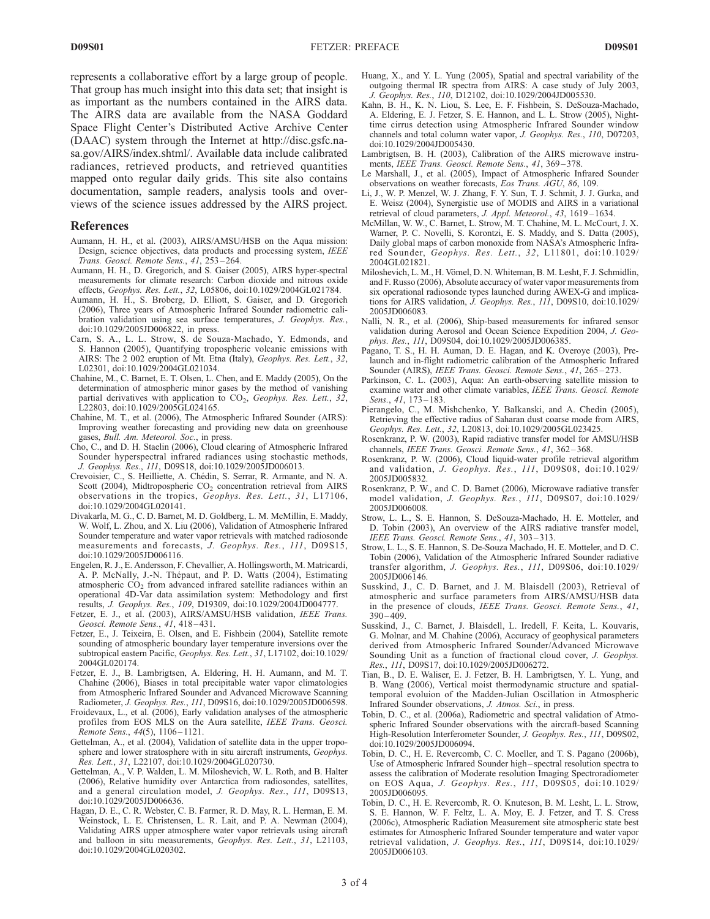represents a collaborative effort by a large group of people. That group has much insight into this data set; that insight is as important as the numbers contained in the AIRS data. The AIRS data are available from the NASA Goddard Space Flight Center's Distributed Active Archive Center (DAAC) system through the Internet at http://disc.gsfc.nasa.gov/AIRS/index.shtml/. Available data include calibrated radiances, retrieved products, and retrieved quantities mapped onto regular daily grids. This site also contains documentation, sample readers, analysis tools and overviews of the science issues addressed by the AIRS project.

## References

Aumann, H. H., et al. (2003), AIRS/AMSU/HSB on the Aqua mission: Design, science objectives, data products and processing system, *IEEE Trans. Geosci. Remote Sens.*, *41*, 253–264.

Aumann, H. H., D. Gregorich, and S. Gaiser (2005), AIRS hyper-spectral measurements for climate research: Carbon dioxide and nitrous oxide effects, *Geophys. Res. Lett.*, *32*, L05806, doi:10.1029/2004GL021784.

Aumann, H. H., S. Broberg, D. Elliott, S. Gaiser, and D. Gregorich (2006), Three years of Atmospheric Infrared Sounder radiometric calibration validation using sea surface temperatures, *J. Geophys. Res.*, doi:10.1029/2005JD006822, in press.

Carn, S. A., L. L. Strow, S. de Souza-Machado, Y. Edmonds, and S. Hannon (2005), Quantifying tropospheric volcanic emissions with AIRS: The 2 002 eruption of Mt. Etna (Italy), *Geophys. Res. Lett.*, *32*, L02301, doi:10.1029/2004GL021034.

Chahine, M., C. Barnet, E. T. Olsen, L. Chen, and E. Maddy (2005), On the determination of atmospheric minor gases by the method of vanishing partial derivatives with application to $CO_2$, *Geophys. Res. Lett.*, *32*, L22803, doi:10.1029/2005GL024165.

Chahine, M. T., et al. (2006), The Atmospheric Infrared Sounder (AIRS): Improving weather forecasting and providing new data on greenhouse gases, *Bull. Am. Meteorol. Soc.*, in press.

Cho, C., and D. H. Staelin (2006), Cloud clearing of Atmospheric Infrared Sounder hyperspectral infrared radiances using stochastic methods, *J. Geophys. Res.*, *111*, D09S18, doi:10.1029/2005JD006013.

Crevoisier, C., S. Heilliette, A. Chédin, S. Serrar, R. Armante, and N. A. Scott (2004), Midtropospheric $CO_2$ concentration retrieval from AIRS observations in the tropics, *Geophys. Res. Lett.*, *31*, L17106, doi:10.1029/2004GL020141.

Divakarla, M. G., C. D. Barnet, M. D. Goldberg, L. M. McMillin, E. Maddy, W. Wolf, L. Zhou, and X. Liu (2006), Validation of Atmospheric Infrared Sounder temperature and water vapor retrievals with matched radiosonde measurements and forecasts, *J. Geophys. Res.*, *111*, D09S15, doi:10.1029/2005JD006116.

Engelen, R. J., E. Andersson, F. Chevallier, A. Hollingsworth, M. Matricardi, A. P. McNally, J.-N. Thépaut, and P. D. Watts (2004), Estimating atmospheric $CO_2$ from advanced infrared satellite radiances within an operational 4D-Var data assimilation system: Methodology and first results, *J. Geophys. Res.*, *109*, D19309, doi:10.1029/2004JD004777.

Fetzer, E. J., et al. (2003), AIRS/AMSU/HSB validation, *IEEE Trans. Geosci. Remote Sens.*, *41*, 418–431.

Fetzer, E., J. Teixeira, E. Olsen, and E. Fishbein (2004), Satellite remote sounding of atmospheric boundary layer temperature inversions over the subtropical eastern Pacific, *Geophys. Res. Lett.*, *31*, L17102, doi:10.1029/2004GL020174.

Fetzer, E. J., B. Lambrigtsen, A. Eldering, H. H. Aumann, and M. T. Chahine (2006), Biases in total precipitable water vapor climatologies from Atmospheric Infrared Sounder and Advanced Microwave Scanning Radiometer, *J. Geophys. Res.*, *111*, D09S16, doi:10.1029/2005JD006598.

Froidevaux, L., et al. (2006), Early validation analyses of the atmospheric profiles from EOS MLS on the Aura satellite, *IEEE Trans. Geosci. Remote Sens.*, *44*(5), 1106–1121.

Gettelman, A., et al. (2004), Validation of satellite data in the upper troposphere and lower stratosphere with in situ aircraft instruments, *Geophys. Res. Lett.*, *31*, L22107, doi:10.1029/2004GL020730.

Gettelman, A., V. P. Walden, L. M. Miloshevich, W. L. Roth, and B. Halter (2006), Relative humidity over Antarctica from radiosondes, satellites, and a general circulation model, *J. Geophys. Res.*, *111*, D09S13, doi:10.1029/2005JD006636.

Hagan, D. E., C. R. Webster, C. B. Farmer, R. D. May, R. L. Herman, E. M. Weinstock, L. E. Christensen, L. R. Lait, and P. A. Newman (2004), Validating AIRS upper atmosphere water vapor retrievals using aircraft and balloon in situ measurements, *Geophys. Res. Lett.*, *31*, L21103, doi:10.1029/2004GL020302.

Huang, X., and Y. L. Yung (2005), Spatial and spectral variability of the outgoing thermal IR spectra from AIRS: A case study of July 2003, *J. Geophys. Res.*, *110*, D12102, doi:10.1029/2004JD005530.

Kahn, B. H., K. N. Liou, S. Lee, E. F. Fishbein, S. DeSouza-Machado, A. Eldering, E. J. Fetzer, S. E. Hannon, and L. L. Strow (2005), Nighttime cirrus detection using Atmospheric Infrared Sounder window channels and total column water vapor, *J. Geophys. Res.*, *110*, D07203, doi:10.1029/2004JD005430.

Lambrigtsen, B. H. (2003), Calibration of the AIRS microwave instruments, *IEEE Trans. Geosci. Remote Sens.*, *41*, 369–378.

Le Marshall, J., et al. (2005), Impact of Atmospheric Infrared Sounder observations on weather forecasts, *Eos Trans. AGU*, *86*, 109.

Li, J., W. P. Menzel, W. J. Zhang, F. Y. Sun, T. J. Schmit, J. J. Gurka, and E. Weisz (2004), Synergistic use of MODIS and AIRS in a variational retrieval of cloud parameters, *J. Appl. Meteorol.*, *43*, 1619–1634.

McMillan, W. W., C. Barnet, L. Strow, M. T. Chahine, M. L. McCourt, J. X. Warner, P. C. Novelli, S. Korontzi, E. S. Maddy, and S. Datta (2005), Daily global maps of carbon monoxide from NASA's Atmospheric Infrared Sounder, *Geophys. Res. Lett.*, *32*, L11801, doi:10.1029/2004GL021821.

Miloshevich, L. M., H. Vömel, D. N. Whiteman, B. M. Lesht, F. J. Schmidlin, and F. Russo (2006), Absolute accuracy of water vapor measurements from six operational radiosonde types launched during AWEX-G and implications for AIRS validation, *J. Geophys. Res.*, *111*, D09S10, doi:10.1029/2005JD006083.

Nalli, N. R., et al. (2006), Ship-based measurements for infrared sensor validation during Aerosol and Ocean Science Expedition 2004, *J. Geophys. Res.*, *111*, D09S04, doi:10.1029/2005JD006385.

Pagano, T. S., H. H. Auman, D. E. Hagan, and K. Overoye (2003), Prelaunch and in-flight radiometric calibration of the Atmospheric Infrared Sounder (AIRS), *IEEE Trans. Geosci. Remote Sens.*, *41*, 265–273.

Parkinson, C. L. (2003), Aqua: An earth-observing satellite mission to examine water and other climate variables, *IEEE Trans. Geosci. Remote Sens.*, *41*, 173–183.

Pierangelo, C., M. Mishchenko, Y. Balkanski, and A. Chedin (2005), Retrieving the effective radius of Saharan dust coarse mode from AIRS, *Geophys. Res. Lett.*, *32*, L20813, doi:10.1029/2005GL023425.

Rosenkranz, P. W. (2003), Rapid radiative transfer model for AMSU/HSB channels, *IEEE Trans. Geosci. Remote Sens.*, *41*, 362–368.

Rosenkranz, P. W. (2006), Cloud liquid-water profile retrieval algorithm and validation, *J. Geophys. Res.*, *111*, D09S08, doi:10.1029/2005JD005832.

Rosenkranz, P. W., and C. D. Barnet (2006), Microwave radiative transfer model validation, *J. Geophys. Res.*, *111*, D09S07, doi:10.1029/2005JD006008.

Strow, L. L., S. E. Hannon, S. DeSouza-Machado, H. E. Motteler, and D. Tobin (2003), An overview of the AIRS radiative transfer model, *IEEE Trans. Geosci. Remote Sens.*, *41*, 303–313.

Strow, L. L., S. E. Hannon, S. De-Souza Machado, H. E. Motteler, and D. C. Tobin (2006), Validation of the Atmospheric Infrared Sounder radiative transfer algorithm, *J. Geophys. Res.*, *111*, D09S06, doi:10.1029/2005JD006146.

Susskind, J., C. D. Barnet, and J. M. Blaisdell (2003), Retrieval of atmospheric and surface parameters from AIRS/AMSU/HSB data in the presence of clouds, *IEEE Trans. Geosci. Remote Sens.*, *41*, 390–409.

Susskind, J., C. Barnet, J. Blaisdell, L. Iredell, F. Keita, L. Kouvaris, G. Molnar, and M. Chahine (2006), Accuracy of geophysical parameters derived from Atmospheric Infrared Sounder/Advanced Microwave Sounding Unit as a function of fractional cloud cover, *J. Geophys. Res.*, *111*, D09S17, doi:10.1029/2005JD006272.

Tian, B., D. E. Waliser, E. J. Fetzer, B. H. Lambrigtsen, Y. L. Yung, and B. Wang (2006), Vertical moist thermodynamic structure and spatial-temporal evoluion of the Madden-Julian Oscillation in Atmospheric Infrared Sounder observations, *J. Atmos. Sci.*, in press.

Tobin, D. C., et al. (2006a), Radiometric and spectral validation of Atmospheric Infrared Sounder observations with the aircraft-based Scanning High-Resolution Interferometer Sounder, *J. Geophys. Res.*, *111*, D09S02, doi:10.1029/2005JD006094.

Tobin, D. C., H. E. Revercomb, C. C. Moeller, and T. S. Pagano (2006b), Use of Atmospheric Infrared Sounder high–spectral resolution spectra to assess the calibration of Moderate resolution Imaging Spectroradiometer on EOS Aqua, *J. Geophys. Res.*, *111*, D09S05, doi:10.1029/2005JD006095.

Tobin, D. C., H. E. Revercomb, R. O. Knuteson, B. M. Lesht, L. L. Strow, S. E. Hannon, W. F. Feltz, L. A. Moy, E. J. Fetzer, and T. S. Cress (2006c), Atmospheric Radiation Measurement site atmospheric state best estimates for Atmospheric Infrared Sounder temperature and water vapor retrieval validation, *J. Geophys. Res.*, *111*, D09S14, doi:10.1029/2005JD006103.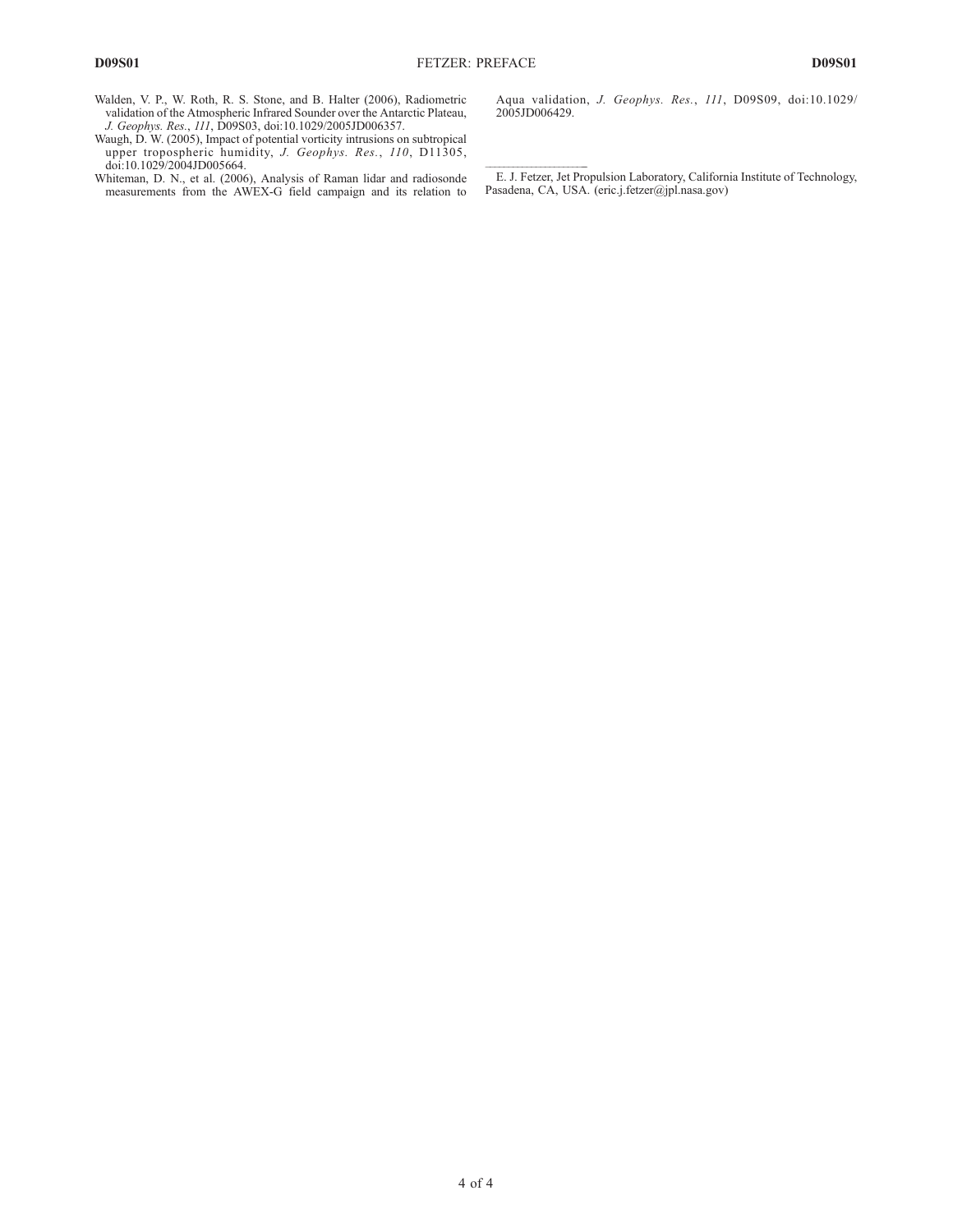Walden, V. P., W. Roth, R. S. Stone, and B. Halter (2006), Radiometric validation of the Atmospheric Infrared Sounder over the Antarctic Plateau, *J. Geophys. Res.*, *111*, D09S03, doi:10.1029/2005JD006357.

Waugh, D. W. (2005), Impact of potential vorticity intrusions on subtropical upper tropospheric humidity, *J. Geophys. Res.*, *110*, D11305, doi:10.1029/2004JD005664.

Whiteman, D. N., et al. (2006), Analysis of Raman lidar and radiosonde measurements from the AWEX-G field campaign and its relation to Aqua validation, *J. Geophys. Res.*, *111*, D09S09, doi:10.1029/2005JD006429.

---

E. J. Fetzer, Jet Propulsion Laboratory, California Institute of Technology, Pasadena, CA, USA. (eric.j.fetzer@jpl.nasa.gov)